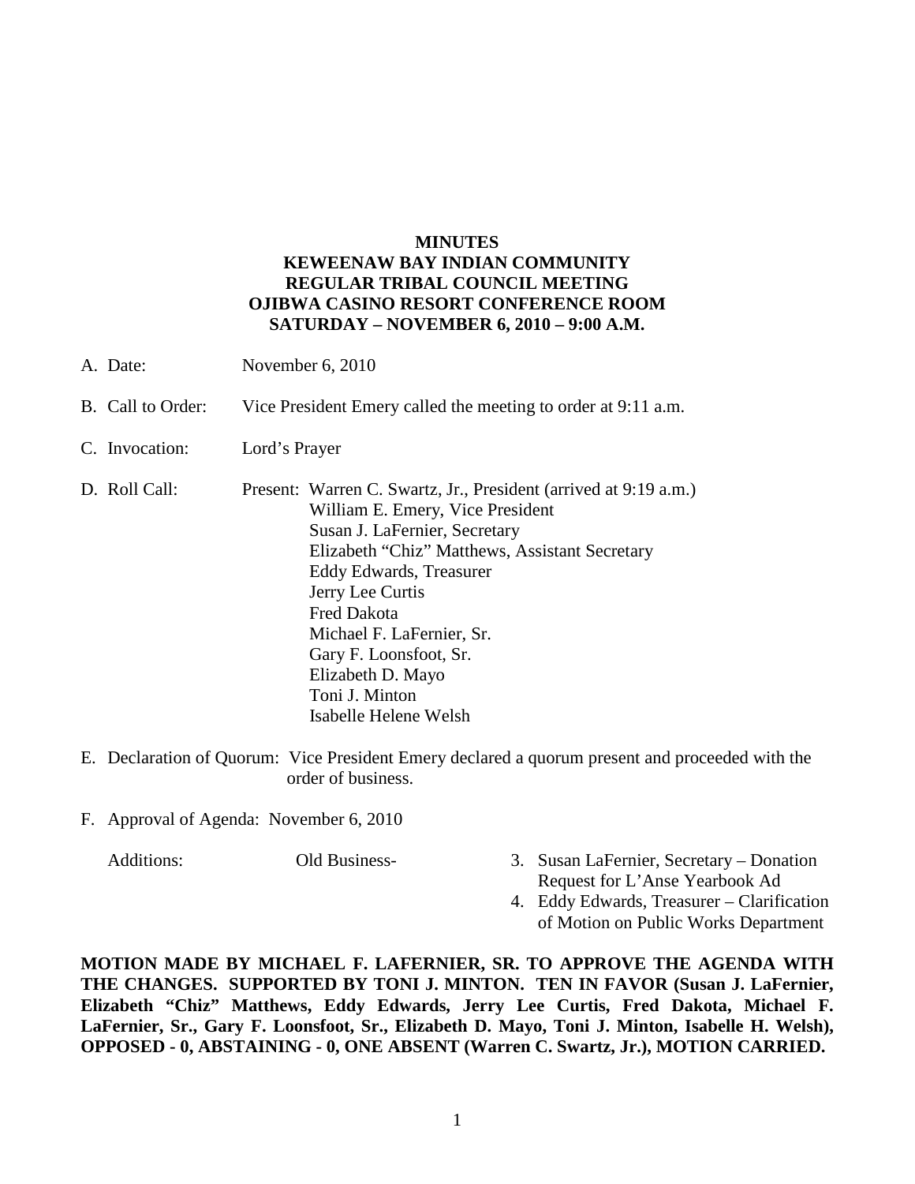# MINUTES
# KEWEENAW BAY INDIAN COMMUNITY
# REGULAR TRIBAL COUNCIL MEETING
# OJIBWA CASINO RESORT CONFERENCE ROOM
# SATURDAY – NOVEMBER 6, 2010 – 9:00 A.M.

A. Date: November 6, 2010

B. Call to Order: Vice President Emery called the meeting to order at 9:11 a.m.

C. Invocation: Lord's Prayer

D. Roll Call: Present: Warren C. Swartz, Jr., President (arrived at 9:19 a.m.)
William E. Emery, Vice President
Susan J. LaFernier, Secretary
Elizabeth "Chiz" Matthews, Assistant Secretary
Eddy Edwards, Treasurer
Jerry Lee Curtis
Fred Dakota
Michael F. LaFernier, Sr.
Gary F. Loonsfoot, Sr.
Elizabeth D. Mayo
Toni J. Minton
Isabelle Helene Welsh

E. Declaration of Quorum: Vice President Emery declared a quorum present and proceeded with the order of business.

F. Approval of Agenda: November 6, 2010

Additions: Old Business-
3. Susan LaFernier, Secretary – Donation Request for L'Anse Yearbook Ad
4. Eddy Edwards, Treasurer – Clarification of Motion on Public Works Department

**MOTION MADE BY MICHAEL F. LAFERNIER, SR. TO APPROVE THE AGENDA WITH THE CHANGES. SUPPORTED BY TONI J. MINTON. TEN IN FAVOR (Susan J. LaFernier, Elizabeth "Chiz" Matthews, Eddy Edwards, Jerry Lee Curtis, Fred Dakota, Michael F. LaFernier, Sr., Gary F. Loonsfoot, Sr., Elizabeth D. Mayo, Toni J. Minton, Isabelle H. Welsh), OPPOSED - 0, ABSTAINING - 0, ONE ABSENT (Warren C. Swartz, Jr.), MOTION CARRIED.**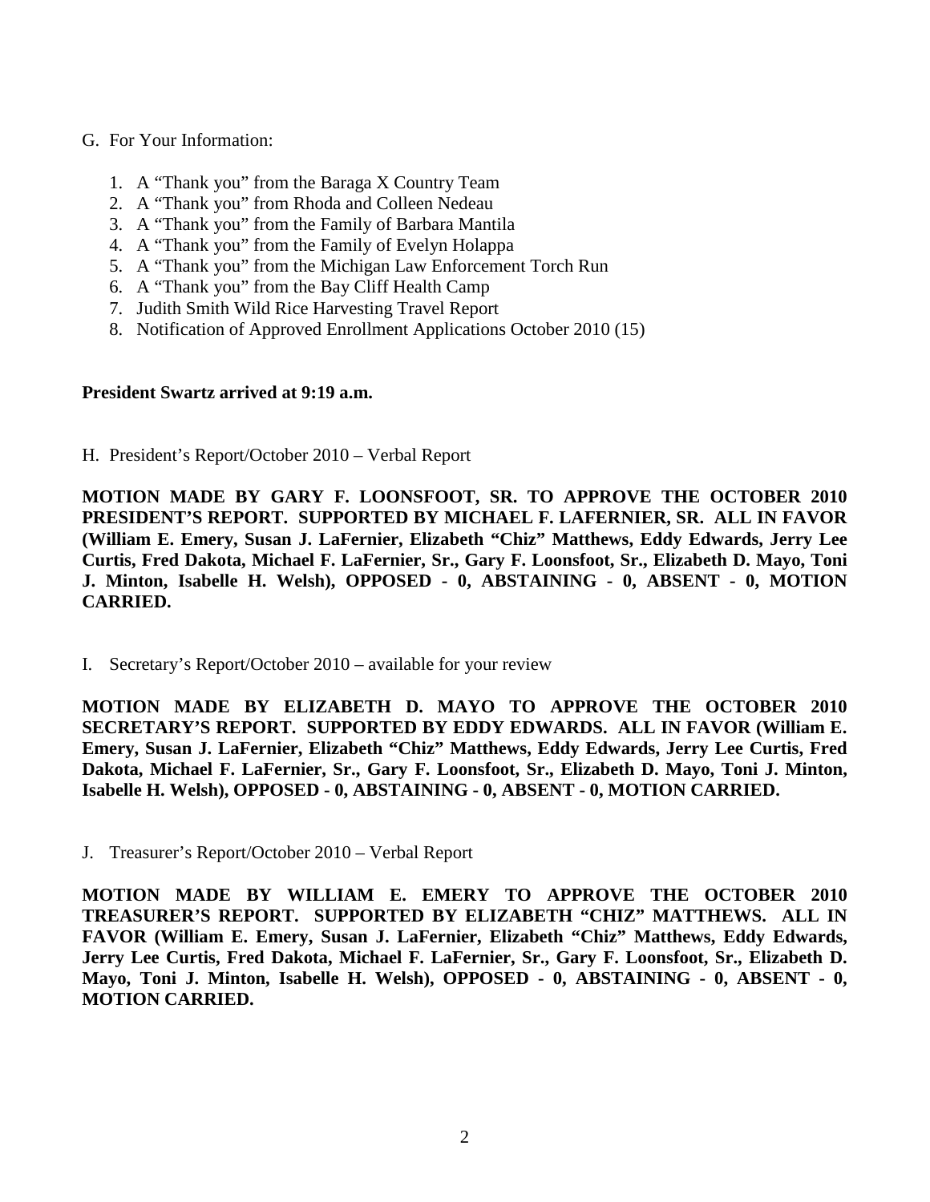G. For Your Information:

1. A "Thank you" from the Baraga X Country Team
2. A "Thank you" from Rhoda and Colleen Nedeau
3. A "Thank you" from the Family of Barbara Mantila
4. A "Thank you" from the Family of Evelyn Holappa
5. A "Thank you" from the Michigan Law Enforcement Torch Run
6. A "Thank you" from the Bay Cliff Health Camp
7. Judith Smith Wild Rice Harvesting Travel Report
8. Notification of Approved Enrollment Applications October 2010 (15)

**President Swartz arrived at 9:19 a.m.**

H. President's Report/October 2010 – Verbal Report

**MOTION MADE BY GARY F. LOONSFOOT, SR. TO APPROVE THE OCTOBER 2010 PRESIDENT'S REPORT. SUPPORTED BY MICHAEL F. LAFERNIER, SR. ALL IN FAVOR (William E. Emery, Susan J. LaFernier, Elizabeth "Chiz" Matthews, Eddy Edwards, Jerry Lee Curtis, Fred Dakota, Michael F. LaFernier, Sr., Gary F. Loonsfoot, Sr., Elizabeth D. Mayo, Toni J. Minton, Isabelle H. Welsh), OPPOSED - 0, ABSTAINING - 0, ABSENT - 0, MOTION CARRIED.**

I. Secretary's Report/October 2010 – available for your review

**MOTION MADE BY ELIZABETH D. MAYO TO APPROVE THE OCTOBER 2010 SECRETARY'S REPORT. SUPPORTED BY EDDY EDWARDS. ALL IN FAVOR (William E. Emery, Susan J. LaFernier, Elizabeth "Chiz" Matthews, Eddy Edwards, Jerry Lee Curtis, Fred Dakota, Michael F. LaFernier, Sr., Gary F. Loonsfoot, Sr., Elizabeth D. Mayo, Toni J. Minton, Isabelle H. Welsh), OPPOSED - 0, ABSTAINING - 0, ABSENT - 0, MOTION CARRIED.**

J. Treasurer's Report/October 2010 – Verbal Report

**MOTION MADE BY WILLIAM E. EMERY TO APPROVE THE OCTOBER 2010 TREASURER'S REPORT. SUPPORTED BY ELIZABETH "CHIZ" MATTHEWS. ALL IN FAVOR (William E. Emery, Susan J. LaFernier, Elizabeth "Chiz" Matthews, Eddy Edwards, Jerry Lee Curtis, Fred Dakota, Michael F. LaFernier, Sr., Gary F. Loonsfoot, Sr., Elizabeth D. Mayo, Toni J. Minton, Isabelle H. Welsh), OPPOSED - 0, ABSTAINING - 0, ABSENT - 0, MOTION CARRIED.**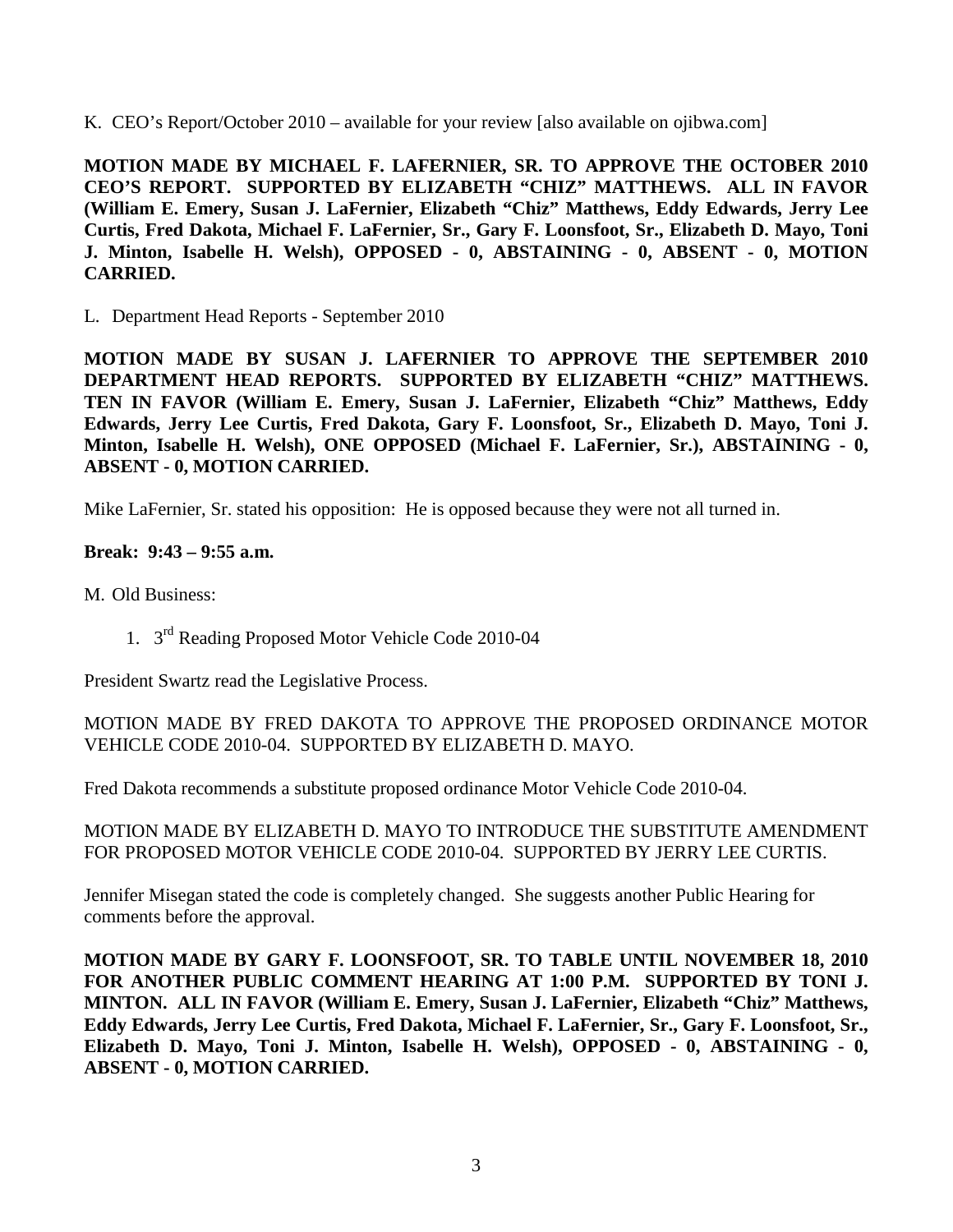K. CEO's Report/October 2010 – available for your review [also available on ojibwa.com]

**MOTION MADE BY MICHAEL F. LAFERNIER, SR. TO APPROVE THE OCTOBER 2010 CEO'S REPORT. SUPPORTED BY ELIZABETH "CHIZ" MATTHEWS. ALL IN FAVOR (William E. Emery, Susan J. LaFernier, Elizabeth "Chiz" Matthews, Eddy Edwards, Jerry Lee Curtis, Fred Dakota, Michael F. LaFernier, Sr., Gary F. Loonsfoot, Sr., Elizabeth D. Mayo, Toni J. Minton, Isabelle H. Welsh), OPPOSED - 0, ABSTAINING - 0, ABSENT - 0, MOTION CARRIED.**

L. Department Head Reports - September 2010

**MOTION MADE BY SUSAN J. LAFERNIER TO APPROVE THE SEPTEMBER 2010 DEPARTMENT HEAD REPORTS. SUPPORTED BY ELIZABETH "CHIZ" MATTHEWS. TEN IN FAVOR (William E. Emery, Susan J. LaFernier, Elizabeth "Chiz" Matthews, Eddy Edwards, Jerry Lee Curtis, Fred Dakota, Gary F. Loonsfoot, Sr., Elizabeth D. Mayo, Toni J. Minton, Isabelle H. Welsh), ONE OPPOSED (Michael F. LaFernier, Sr.), ABSTAINING - 0, ABSENT - 0, MOTION CARRIED.**

Mike LaFernier, Sr. stated his opposition: He is opposed because they were not all turned in.

**Break: 9:43 – 9:55 a.m.**

M. Old Business:

1. 3rd Reading Proposed Motor Vehicle Code 2010-04

President Swartz read the Legislative Process.

MOTION MADE BY FRED DAKOTA TO APPROVE THE PROPOSED ORDINANCE MOTOR VEHICLE CODE 2010-04. SUPPORTED BY ELIZABETH D. MAYO.

Fred Dakota recommends a substitute proposed ordinance Motor Vehicle Code 2010-04.

MOTION MADE BY ELIZABETH D. MAYO TO INTRODUCE THE SUBSTITUTE AMENDMENT FOR PROPOSED MOTOR VEHICLE CODE 2010-04. SUPPORTED BY JERRY LEE CURTIS.

Jennifer Misegan stated the code is completely changed. She suggests another Public Hearing for comments before the approval.

**MOTION MADE BY GARY F. LOONSFOOT, SR. TO TABLE UNTIL NOVEMBER 18, 2010 FOR ANOTHER PUBLIC COMMENT HEARING AT 1:00 P.M. SUPPORTED BY TONI J. MINTON. ALL IN FAVOR (William E. Emery, Susan J. LaFernier, Elizabeth "Chiz" Matthews, Eddy Edwards, Jerry Lee Curtis, Fred Dakota, Michael F. LaFernier, Sr., Gary F. Loonsfoot, Sr., Elizabeth D. Mayo, Toni J. Minton, Isabelle H. Welsh), OPPOSED - 0, ABSTAINING - 0, ABSENT - 0, MOTION CARRIED.**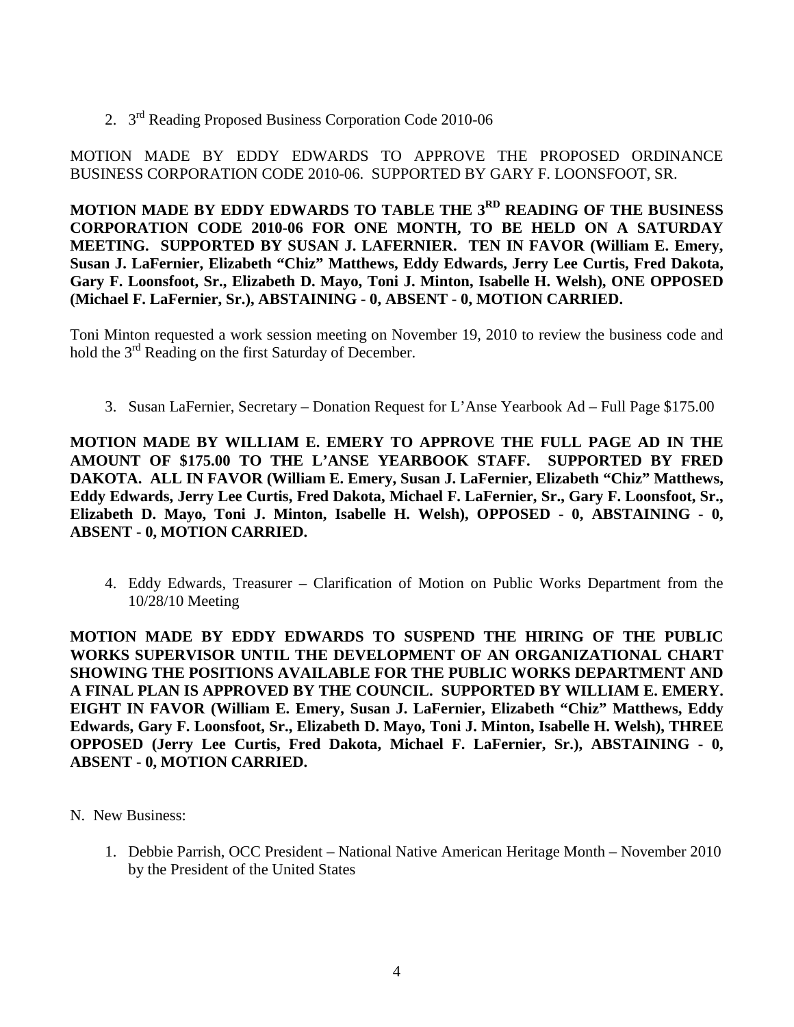2. 3rd Reading Proposed Business Corporation Code 2010-06

MOTION MADE BY EDDY EDWARDS TO APPROVE THE PROPOSED ORDINANCE BUSINESS CORPORATION CODE 2010-06. SUPPORTED BY GARY F. LOONSFOOT, SR.

**MOTION MADE BY EDDY EDWARDS TO TABLE THE 3RD READING OF THE BUSINESS CORPORATION CODE 2010-06 FOR ONE MONTH, TO BE HELD ON A SATURDAY MEETING. SUPPORTED BY SUSAN J. LAFERNIER. TEN IN FAVOR (William E. Emery, Susan J. LaFernier, Elizabeth "Chiz" Matthews, Eddy Edwards, Jerry Lee Curtis, Fred Dakota, Gary F. Loonsfoot, Sr., Elizabeth D. Mayo, Toni J. Minton, Isabelle H. Welsh), ONE OPPOSED (Michael F. LaFernier, Sr.), ABSTAINING - 0, ABSENT - 0, MOTION CARRIED.**

Toni Minton requested a work session meeting on November 19, 2010 to review the business code and hold the 3rd Reading on the first Saturday of December.

3. Susan LaFernier, Secretary – Donation Request for L'Anse Yearbook Ad – Full Page $175.00

**MOTION MADE BY WILLIAM E. EMERY TO APPROVE THE FULL PAGE AD IN THE AMOUNT OF $175.00 TO THE L'ANSE YEARBOOK STAFF. SUPPORTED BY FRED DAKOTA. ALL IN FAVOR (William E. Emery, Susan J. LaFernier, Elizabeth "Chiz" Matthews, Eddy Edwards, Jerry Lee Curtis, Fred Dakota, Michael F. LaFernier, Sr., Gary F. Loonsfoot, Sr., Elizabeth D. Mayo, Toni J. Minton, Isabelle H. Welsh), OPPOSED - 0, ABSTAINING - 0, ABSENT - 0, MOTION CARRIED.**

4. Eddy Edwards, Treasurer – Clarification of Motion on Public Works Department from the 10/28/10 Meeting

**MOTION MADE BY EDDY EDWARDS TO SUSPEND THE HIRING OF THE PUBLIC WORKS SUPERVISOR UNTIL THE DEVELOPMENT OF AN ORGANIZATIONAL CHART SHOWING THE POSITIONS AVAILABLE FOR THE PUBLIC WORKS DEPARTMENT AND A FINAL PLAN IS APPROVED BY THE COUNCIL. SUPPORTED BY WILLIAM E. EMERY. EIGHT IN FAVOR (William E. Emery, Susan J. LaFernier, Elizabeth "Chiz" Matthews, Eddy Edwards, Gary F. Loonsfoot, Sr., Elizabeth D. Mayo, Toni J. Minton, Isabelle H. Welsh), THREE OPPOSED (Jerry Lee Curtis, Fred Dakota, Michael F. LaFernier, Sr.), ABSTAINING - 0, ABSENT - 0, MOTION CARRIED.**

N. New Business:

1. Debbie Parrish, OCC President – National Native American Heritage Month – November 2010 by the President of the United States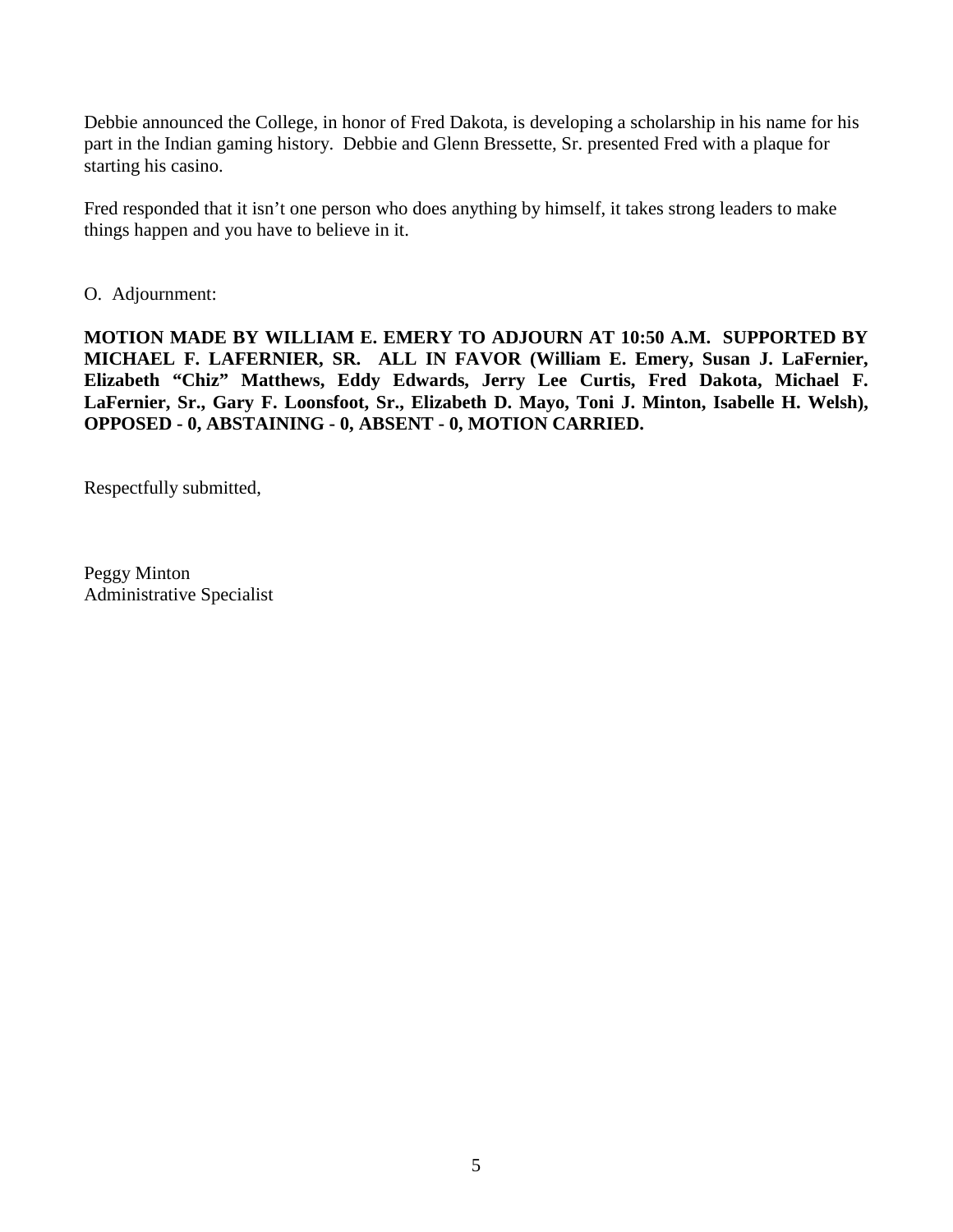Debbie announced the College, in honor of Fred Dakota, is developing a scholarship in his name for his part in the Indian gaming history. Debbie and Glenn Bressette, Sr. presented Fred with a plaque for starting his casino.

Fred responded that it isn't one person who does anything by himself, it takes strong leaders to make things happen and you have to believe in it.

O. Adjournment:

**MOTION MADE BY WILLIAM E. EMERY TO ADJOURN AT 10:50 A.M. SUPPORTED BY MICHAEL F. LAFERNIER, SR. ALL IN FAVOR (William E. Emery, Susan J. LaFernier, Elizabeth "Chiz" Matthews, Eddy Edwards, Jerry Lee Curtis, Fred Dakota, Michael F. LaFernier, Sr., Gary F. Loonsfoot, Sr., Elizabeth D. Mayo, Toni J. Minton, Isabelle H. Welsh), OPPOSED - 0, ABSTAINING - 0, ABSENT - 0, MOTION CARRIED.**

Respectfully submitted,

Peggy Minton
Administrative Specialist